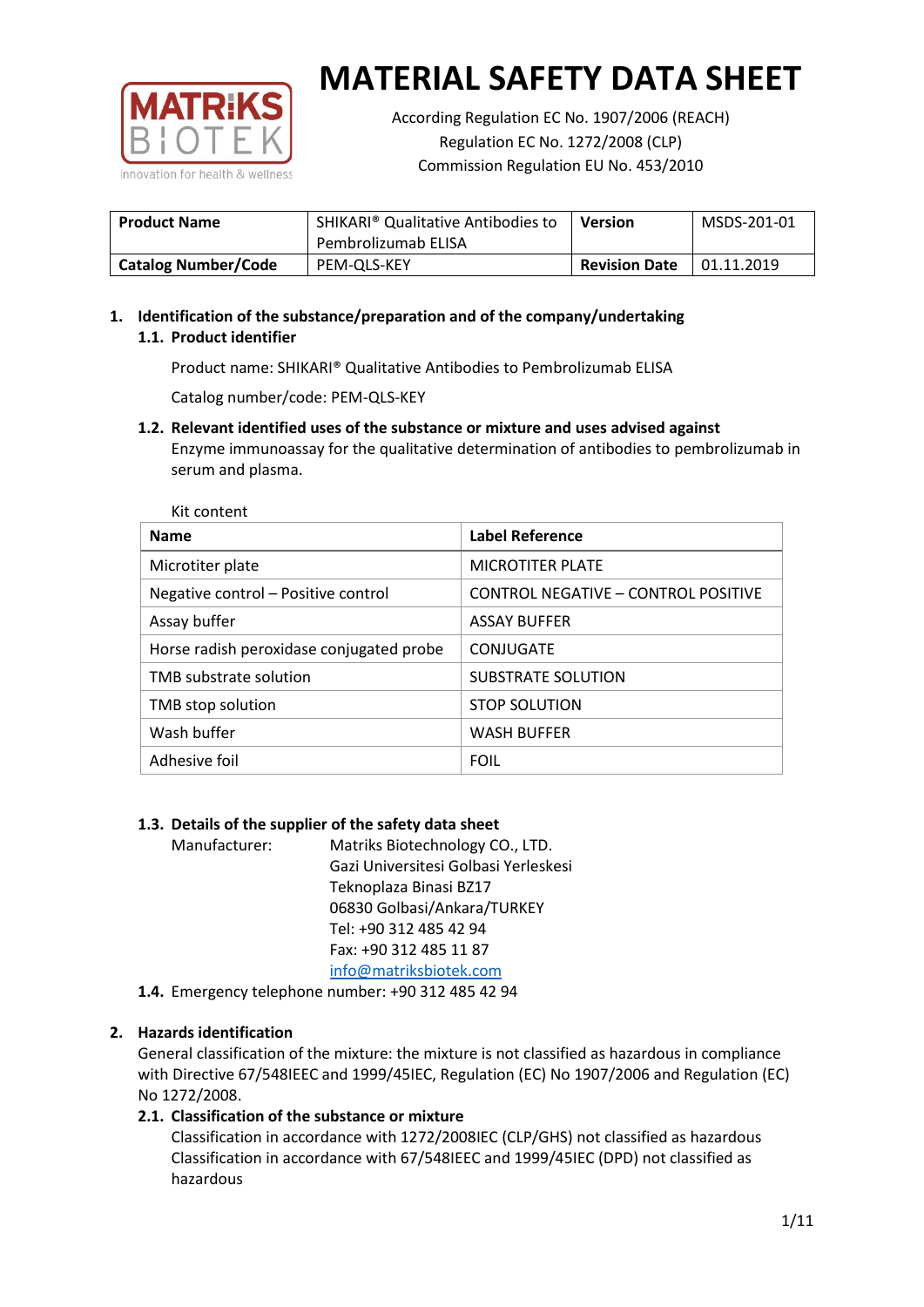# MATERIAL SAFETY DATA SHEET

According Regulation EC No. 1907/2006 (REACH)
Regulation EC No. 1272/2008 (CLP)
Commission Regulation EU No. 453/2010

| **Product Name** | SHIKARI® Qualitative Antibodies to Pembrolizumab ELISA | **Version** | MSDS-201-01 |
|---|---|---|---|
| **Catalog Number/Code** | PEM-QLS-KEY | **Revision Date** | 01.11.2019 |

## 1. Identification of the substance/preparation and of the company/undertaking

### 1.1. Product identifier

Product name: SHIKARI® Qualitative Antibodies to Pembrolizumab ELISA

Catalog number/code: PEM-QLS-KEY

### 1.2. Relevant identified uses of the substance or mixture and uses advised against

Enzyme immunoassay for the qualitative determination of antibodies to pembrolizumab in serum and plasma.

Kit content

| **Name** | **Label Reference** |
|---|---|
| Microtiter plate | MICROTITER PLATE |
| Negative control – Positive control | CONTROL NEGATIVE – CONTROL POSITIVE |
| Assay buffer | ASSAY BUFFER |
| Horse radish peroxidase conjugated probe | CONJUGATE |
| TMB substrate solution | SUBSTRATE SOLUTION |
| TMB stop solution | STOP SOLUTION |
| Wash buffer | WASH BUFFER |
| Adhesive foil | FOIL |

### 1.3. Details of the supplier of the safety data sheet

Manufacturer: Matriks Biotechnology CO., LTD.
Gazi Universitesi Golbasi Yerleskesi
Teknoplaza Binasi BZ17
06830 Golbasi/Ankara/TURKEY
Tel: +90 312 485 42 94
Fax: +90 312 485 11 87
info@matriksbiotek.com

### 1.4. Emergency telephone number: +90 312 485 42 94

## 2. Hazards identification

General classification of the mixture: the mixture is not classified as hazardous in compliance with Directive 67/548IEEC and 1999/45IEC, Regulation (EC) No 1907/2006 and Regulation (EC) No 1272/2008.

### 2.1. Classification of the substance or mixture

Classification in accordance with 1272/2008IEC (CLP/GHS) not classified as hazardous
Classification in accordance with 67/548IEEC and 1999/45IEC (DPD) not classified as hazardous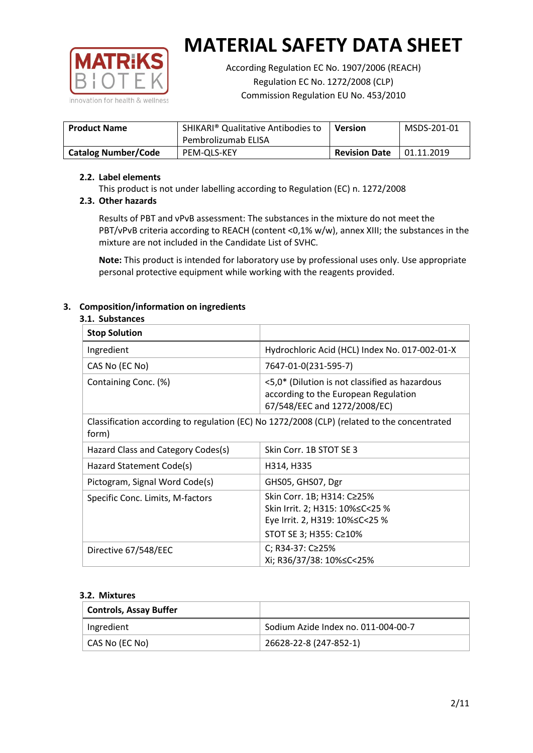# MATERIAL SAFETY DATA SHEET

According Regulation EC No. 1907/2006 (REACH)
Regulation EC No. 1272/2008 (CLP)
Commission Regulation EU No. 453/2010

| **Product Name** | SHIKARI® Qualitative Antibodies to Pembrolizumab ELISA | **Version** | MSDS-201-01 |
|---|---|---|---|
| **Catalog Number/Code** | PEM-QLS-KEY | **Revision Date** | 01.11.2019 |

### 2.2. Label elements

This product is not under labelling according to Regulation (EC) n. 1272/2008

### 2.3. Other hazards

Results of PBT and vPvB assessment: The substances in the mixture do not meet the PBT/vPvB criteria according to REACH (content <0,1% w/w), annex XIII; the substances in the mixture are not included in the Candidate List of SVHC.

**Note:** This product is intended for laboratory use by professional uses only. Use appropriate personal protective equipment while working with the reagents provided.

## 3. Composition/information on ingredients

### 3.1. Substances

| **Stop Solution** | |
|---|---|
| Ingredient | Hydrochloric Acid (HCL) Index No. 017-002-01-X |
| CAS No (EC No) | 7647-01-0(231-595-7) |
| Containing Conc. (%) | <5,0* (Dilution is not classified as hazardous according to the European Regulation 67/548/EEC and 1272/2008/EC) |
| Classification according to regulation (EC) No 1272/2008 (CLP) (related to the concentrated form) | |
| Hazard Class and Category Codes(s) | Skin Corr. 1B STOT SE 3 |
| Hazard Statement Code(s) | H314, H335 |
| Pictogram, Signal Word Code(s) | GHS05, GHS07, Dgr |
| Specific Conc. Limits, M-factors | Skin Corr. 1B; H314: C≥25%<br>Skin Irrit. 2; H315: 10%≤C<25 %<br>Eye Irrit. 2, H319: 10%≤C<25 %<br>STOT SE 3; H355: C≥10% |
| Directive 67/548/EEC | C; R34-37: C≥25%<br>Xi; R36/37/38: 10%≤C<25% |

### 3.2. Mixtures

| **Controls, Assay Buffer** | |
|---|---|
| Ingredient | Sodium Azide Index no. 011-004-00-7 |
| CAS No (EC No) | 26628-22-8 (247-852-1) |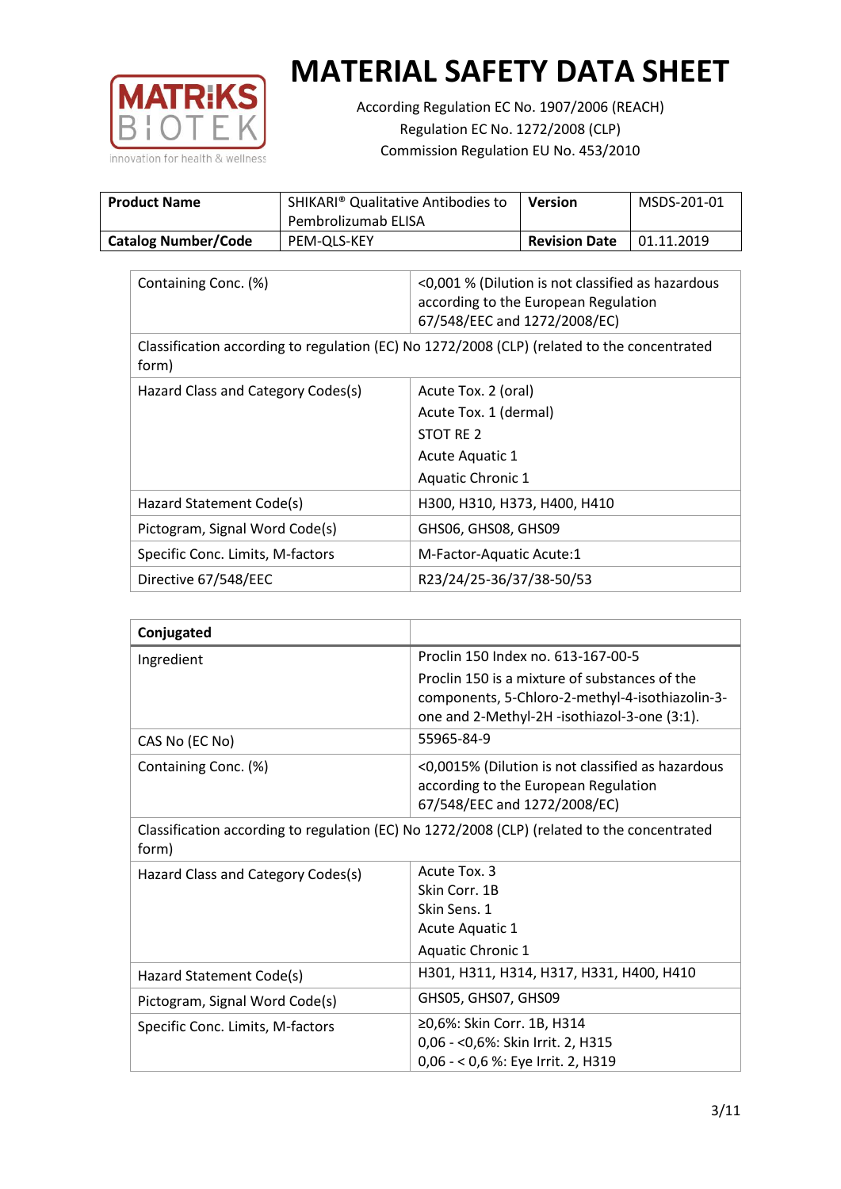# MATERIAL SAFETY DATA SHEET

According Regulation EC No. 1907/2006 (REACH)
Regulation EC No. 1272/2008 (CLP)
Commission Regulation EU No. 453/2010

| **Product Name** | SHIKARI® Qualitative Antibodies to Pembrolizumab ELISA | **Version** | MSDS-201-01 |
|---|---|---|---|
| **Catalog Number/Code** | PEM-QLS-KEY | **Revision Date** | 01.11.2019 |

| | |
|---|---|
| Containing Conc. (%) | <0,001 % (Dilution is not classified as hazardous according to the European Regulation 67/548/EEC and 1272/2008/EC) |
| Classification according to regulation (EC) No 1272/2008 (CLP) (related to the concentrated form) | |
| Hazard Class and Category Codes(s) | Acute Tox. 2 (oral)<br>Acute Tox. 1 (dermal)<br>STOT RE 2<br>Acute Aquatic 1<br>Aquatic Chronic 1 |
| Hazard Statement Code(s) | H300, H310, H373, H400, H410 |
| Pictogram, Signal Word Code(s) | GHS06, GHS08, GHS09 |
| Specific Conc. Limits, M-factors | M-Factor-Aquatic Acute:1 |
| Directive 67/548/EEC | R23/24/25-36/37/38-50/53 |

| **Conjugated** | |
|---|---|
| Ingredient | Proclin 150 Index no. 613-167-00-5<br>Proclin 150 is a mixture of substances of the components, 5-Chloro-2-methyl-4-isothiazolin-3-one and 2-Methyl-2H -isothiazol-3-one (3:1). |
| CAS No (EC No) | 55965-84-9 |
| Containing Conc. (%) | <0,0015% (Dilution is not classified as hazardous according to the European Regulation 67/548/EEC and 1272/2008/EC) |
| Classification according to regulation (EC) No 1272/2008 (CLP) (related to the concentrated form) | |
| Hazard Class and Category Codes(s) | Acute Tox. 3<br>Skin Corr. 1B<br>Skin Sens. 1<br>Acute Aquatic 1<br>Aquatic Chronic 1 |
| Hazard Statement Code(s) | H301, H311, H314, H317, H331, H400, H410 |
| Pictogram, Signal Word Code(s) | GHS05, GHS07, GHS09 |
| Specific Conc. Limits, M-factors | ≥0,6%: Skin Corr. 1B, H314<br>0,06 - <0,6%: Skin Irrit. 2, H315<br>0,06 - < 0,6 %: Eye Irrit. 2, H319 |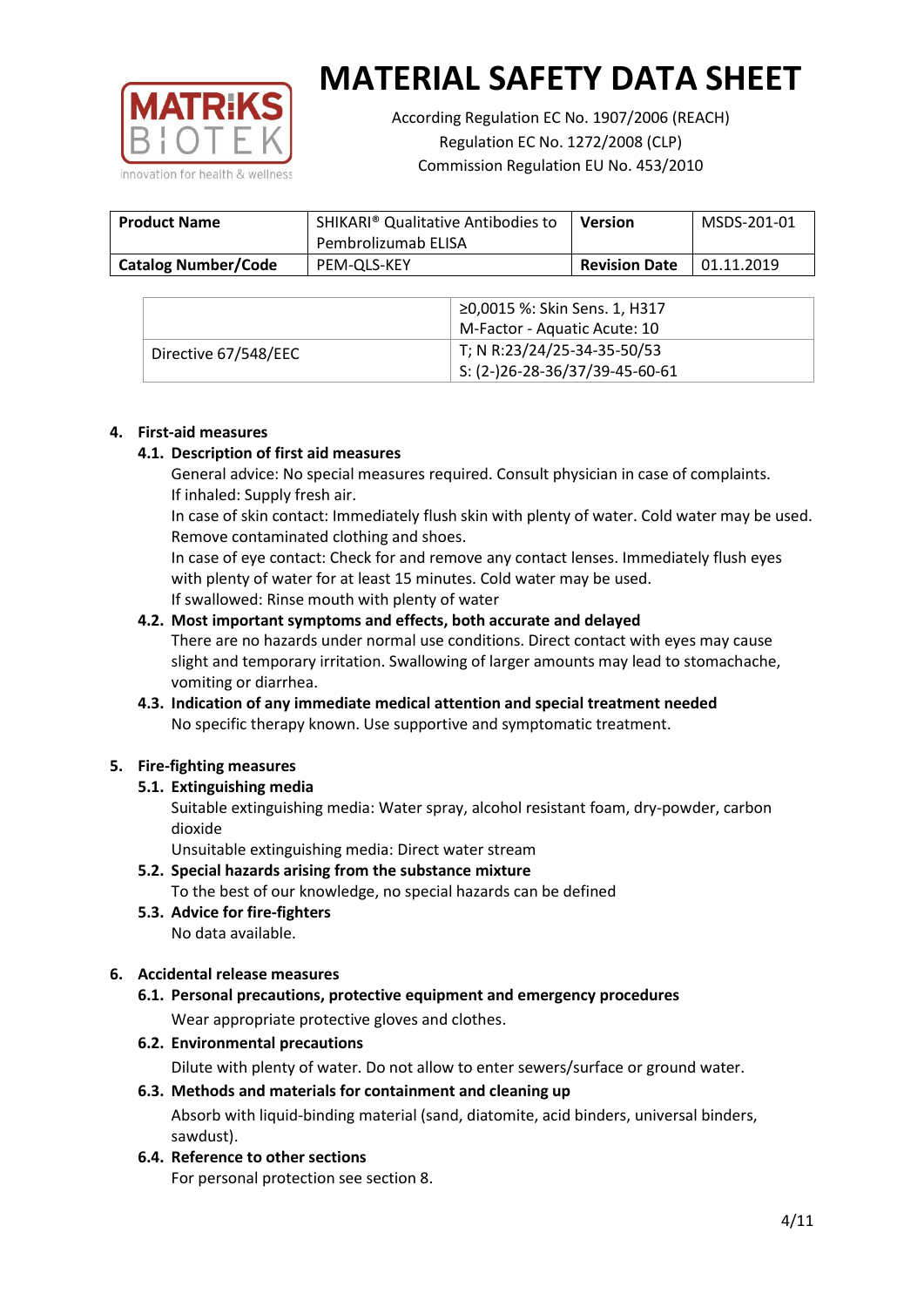# MATERIAL SAFETY DATA SHEET

According Regulation EC No. 1907/2006 (REACH)
Regulation EC No. 1272/2008 (CLP)
Commission Regulation EU No. 453/2010

| Product Name | SHIKARI® Qualitative Antibodies to Pembrolizumab ELISA | Version | MSDS-201-01 |
|---|---|---|---|
| Catalog Number/Code | PEM-QLS-KEY | Revision Date | 01.11.2019 |

| | |
|---|---|
| | ≥0,0015 %: Skin Sens. 1, H317<br>M-Factor - Aquatic Acute: 10 |
| Directive 67/548/EEC | T; N R:23/24/25-34-35-50/53<br>S: (2-)26-28-36/37/39-45-60-61 |

## 4. First-aid measures

### 4.1. Description of first aid measures

General advice: No special measures required. Consult physician in case of complaints.
If inhaled: Supply fresh air.
In case of skin contact: Immediately flush skin with plenty of water. Cold water may be used. Remove contaminated clothing and shoes.
In case of eye contact: Check for and remove any contact lenses. Immediately flush eyes with plenty of water for at least 15 minutes. Cold water may be used.
If swallowed: Rinse mouth with plenty of water

### 4.2. Most important symptoms and effects, both accurate and delayed

There are no hazards under normal use conditions. Direct contact with eyes may cause slight and temporary irritation. Swallowing of larger amounts may lead to stomachache, vomiting or diarrhea.

### 4.3. Indication of any immediate medical attention and special treatment needed

No specific therapy known. Use supportive and symptomatic treatment.

## 5. Fire-fighting measures

### 5.1. Extinguishing media

Suitable extinguishing media: Water spray, alcohol resistant foam, dry-powder, carbon dioxide
Unsuitable extinguishing media: Direct water stream

### 5.2. Special hazards arising from the substance mixture

To the best of our knowledge, no special hazards can be defined

### 5.3. Advice for fire-fighters

No data available.

## 6. Accidental release measures

### 6.1. Personal precautions, protective equipment and emergency procedures

Wear appropriate protective gloves and clothes.

### 6.2. Environmental precautions

Dilute with plenty of water. Do not allow to enter sewers/surface or ground water.

### 6.3. Methods and materials for containment and cleaning up

Absorb with liquid-binding material (sand, diatomite, acid binders, universal binders, sawdust).

### 6.4. Reference to other sections

For personal protection see section 8.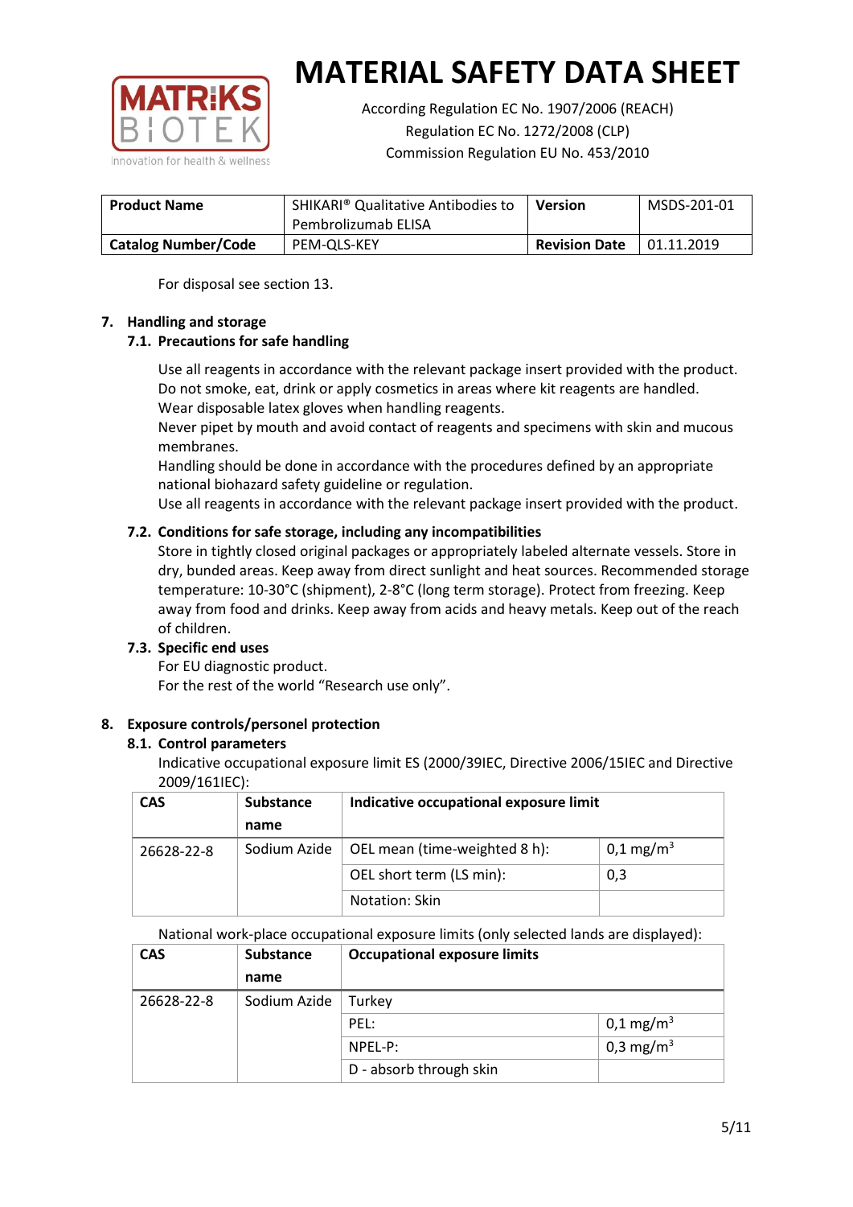For disposal see section 13.

## 7. Handling and storage

### 7.1. Precautions for safe handling

Use all reagents in accordance with the relevant package insert provided with the product.
Do not smoke, eat, drink or apply cosmetics in areas where kit reagents are handled.
Wear disposable latex gloves when handling reagents.
Never pipet by mouth and avoid contact of reagents and specimens with skin and mucous membranes.
Handling should be done in accordance with the procedures defined by an appropriate national biohazard safety guideline or regulation.
Use all reagents in accordance with the relevant package insert provided with the product.

### 7.2. Conditions for safe storage, including any incompatibilities

Store in tightly closed original packages or appropriately labeled alternate vessels. Store in dry, bunded areas. Keep away from direct sunlight and heat sources. Recommended storage temperature: 10-30°C (shipment), 2-8°C (long term storage). Protect from freezing. Keep away from food and drinks. Keep away from acids and heavy metals. Keep out of the reach of children.

### 7.3. Specific end uses

For EU diagnostic product.
For the rest of the world "Research use only".

## 8. Exposure controls/personel protection

### 8.1. Control parameters

Indicative occupational exposure limit ES (2000/39IEC, Directive 2006/15IEC and Directive 2009/161IEC):

| CAS | Substance name | Indicative occupational exposure limit | |
|---|---|---|---|
| 26628-22-8 | Sodium Azide | OEL mean (time-weighted 8 h): | 0,1 mg/m$^3$ |
| | | OEL short term (LS min): | 0,3 |
| | | Notation: Skin | |

National work-place occupational exposure limits (only selected lands are displayed):

| CAS | Substance name | Occupational exposure limits | |
|---|---|---|---|
| 26628-22-8 | Sodium Azide | Turkey | |
| | | PEL: | 0,1 mg/m$^3$ |
| | | NPEL-P: | 0,3 mg/m$^3$ |
| | | D - absorb through skin | |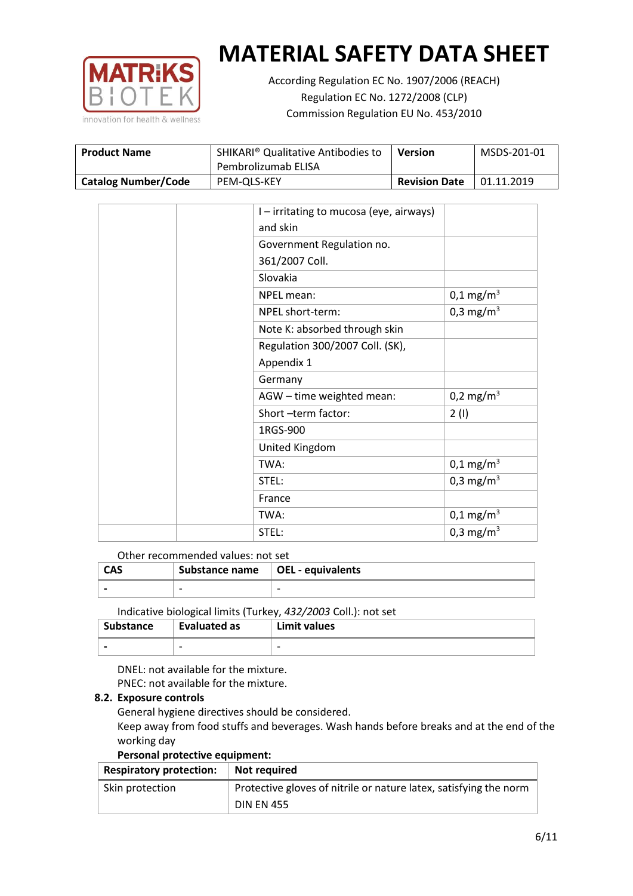# MATERIAL SAFETY DATA SHEET

According Regulation EC No. 1907/2006 (REACH)
Regulation EC No. 1272/2008 (CLP)
Commission Regulation EU No. 453/2010

| **Product Name** | SHIKARI® Qualitative Antibodies to Pembrolizumab ELISA | **Version** | MSDS-201-01 |
|---|---|---|---|
| **Catalog Number/Code** | PEM-QLS-KEY | **Revision Date** | 01.11.2019 |

| | | | |
|---|---|---|---|
| | | I – irritating to mucosa (eye, airways) and skin | |
| | | Government Regulation no. 361/2007 Coll. | |
| | | Slovakia | |
| | | NPEL mean: | 0,1 mg/m$^3$ |
| | | NPEL short-term: | 0,3 mg/m$^3$ |
| | | Note K: absorbed through skin | |
| | | Regulation 300/2007 Coll. (SK), Appendix 1 | |
| | | Germany | |
| | | AGW – time weighted mean: | 0,2 mg/m$^3$ |
| | | Short –term factor: | 2 (I) |
| | | 1RGS-900 | |
| | | United Kingdom | |
| | | TWA: | 0,1 mg/m$^3$ |
| | | STEL: | 0,3 mg/m$^3$ |
| | | France | |
| | | TWA: | 0,1 mg/m$^3$ |
| | | STEL: | 0,3 mg/m$^3$ |

Other recommended values: not set

| CAS | Substance name | OEL - equivalents |
|---|---|---|
| - | - | - |

Indicative biological limits (Turkey, *432/2003* Coll.): not set

| Substance | Evaluated as | Limit values |
|---|---|---|
| - | - | - |

DNEL: not available for the mixture.
PNEC: not available for the mixture.

### 8.2. Exposure controls

General hygiene directives should be considered.
Keep away from food stuffs and beverages. Wash hands before breaks and at the end of the working day

**Personal protective equipment:**

| **Respiratory protection:** | **Not required** |
|---|---|
| Skin protection | Protective gloves of nitrile or nature latex, satisfying the norm DIN EN 455 |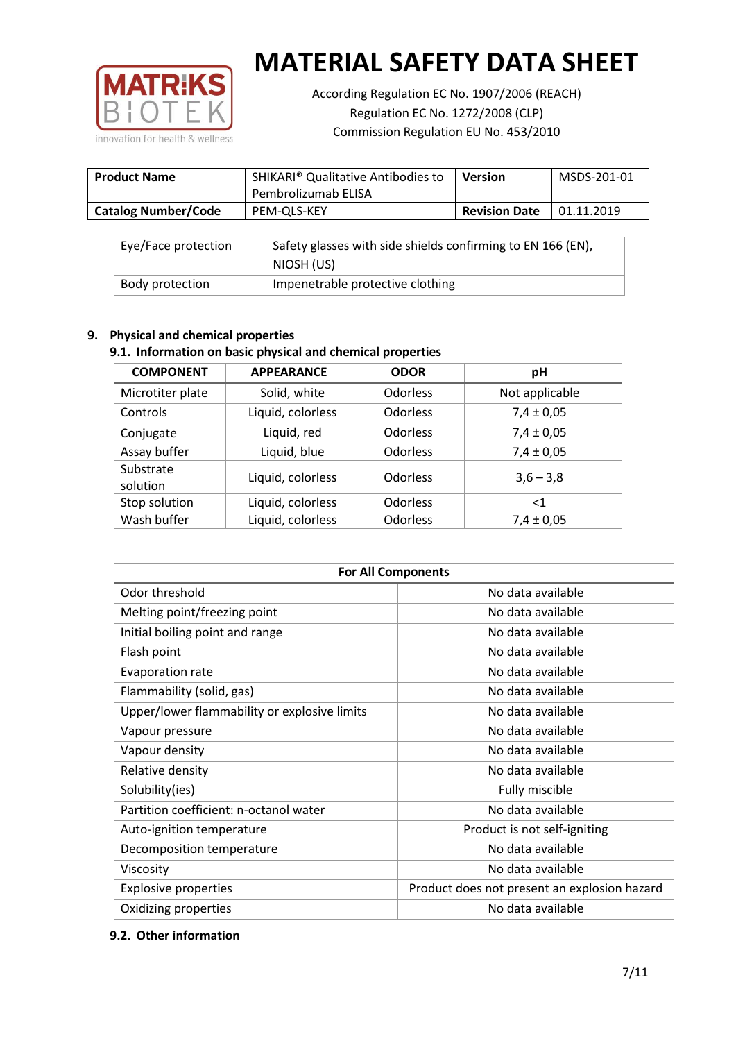| Product Name | SHIKARI® Qualitative Antibodies to Pembrolizumab ELISA | Version | MSDS-201-01 |
|---|---|---|---|
| Catalog Number/Code | PEM-QLS-KEY | Revision Date | 01.11.2019 |

| Eye/Face protection | Safety glasses with side shields confirming to EN 166 (EN), NIOSH (US) |
|---|---|
| Body protection | Impenetrable protective clothing |

## 9. Physical and chemical properties

### 9.1. Information on basic physical and chemical properties

| COMPONENT | APPEARANCE | ODOR | pH |
|---|---|---|---|
| Microtiter plate | Solid, white | Odorless | Not applicable |
| Controls | Liquid, colorless | Odorless | 7,4 ± 0,05 |
| Conjugate | Liquid, red | Odorless | 7,4 ± 0,05 |
| Assay buffer | Liquid, blue | Odorless | 7,4 ± 0,05 |
| Substrate solution | Liquid, colorless | Odorless | 3,6 – 3,8 |
| Stop solution | Liquid, colorless | Odorless | <1 |
| Wash buffer | Liquid, colorless | Odorless | 7,4 ± 0,05 |

| For All Components | |
|---|---|
| Odor threshold | No data available |
| Melting point/freezing point | No data available |
| Initial boiling point and range | No data available |
| Flash point | No data available |
| Evaporation rate | No data available |
| Flammability (solid, gas) | No data available |
| Upper/lower flammability or explosive limits | No data available |
| Vapour pressure | No data available |
| Vapour density | No data available |
| Relative density | No data available |
| Solubility(ies) | Fully miscible |
| Partition coefficient: n-octanol water | No data available |
| Auto-ignition temperature | Product is not self-igniting |
| Decomposition temperature | No data available |
| Viscosity | No data available |
| Explosive properties | Product does not present an explosion hazard |
| Oxidizing properties | No data available |

### 9.2. Other information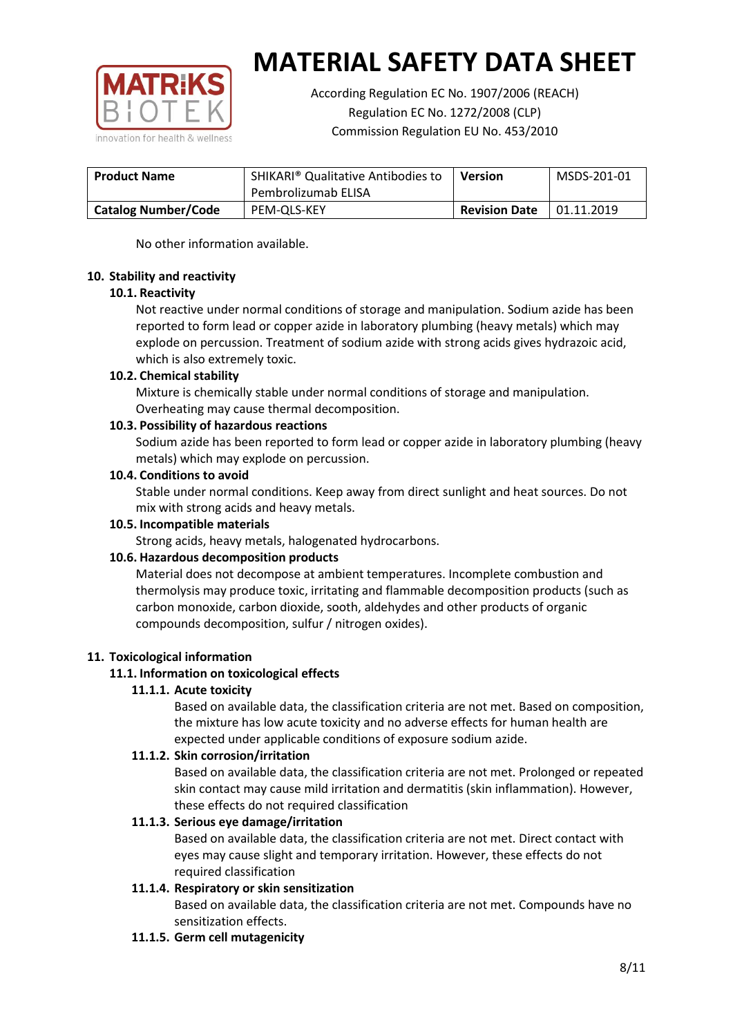No other information available.

## 10. Stability and reactivity

### 10.1. Reactivity

Not reactive under normal conditions of storage and manipulation. Sodium azide has been reported to form lead or copper azide in laboratory plumbing (heavy metals) which may explode on percussion. Treatment of sodium azide with strong acids gives hydrazoic acid, which is also extremely toxic.

### 10.2. Chemical stability

Mixture is chemically stable under normal conditions of storage and manipulation. Overheating may cause thermal decomposition.

### 10.3. Possibility of hazardous reactions

Sodium azide has been reported to form lead or copper azide in laboratory plumbing (heavy metals) which may explode on percussion.

### 10.4. Conditions to avoid

Stable under normal conditions. Keep away from direct sunlight and heat sources. Do not mix with strong acids and heavy metals.

### 10.5. Incompatible materials

Strong acids, heavy metals, halogenated hydrocarbons.

### 10.6. Hazardous decomposition products

Material does not decompose at ambient temperatures. Incomplete combustion and thermolysis may produce toxic, irritating and flammable decomposition products (such as carbon monoxide, carbon dioxide, sooth, aldehydes and other products of organic compounds decomposition, sulfur / nitrogen oxides).

## 11. Toxicological information

### 11.1. Information on toxicological effects

#### 11.1.1. Acute toxicity

Based on available data, the classification criteria are not met. Based on composition, the mixture has low acute toxicity and no adverse effects for human health are expected under applicable conditions of exposure sodium azide.

#### 11.1.2. Skin corrosion/irritation

Based on available data, the classification criteria are not met. Prolonged or repeated skin contact may cause mild irritation and dermatitis (skin inflammation). However, these effects do not required classification

#### 11.1.3. Serious eye damage/irritation

Based on available data, the classification criteria are not met. Direct contact with eyes may cause slight and temporary irritation. However, these effects do not required classification

#### 11.1.4. Respiratory or skin sensitization

Based on available data, the classification criteria are not met. Compounds have no sensitization effects.

#### 11.1.5. Germ cell mutagenicity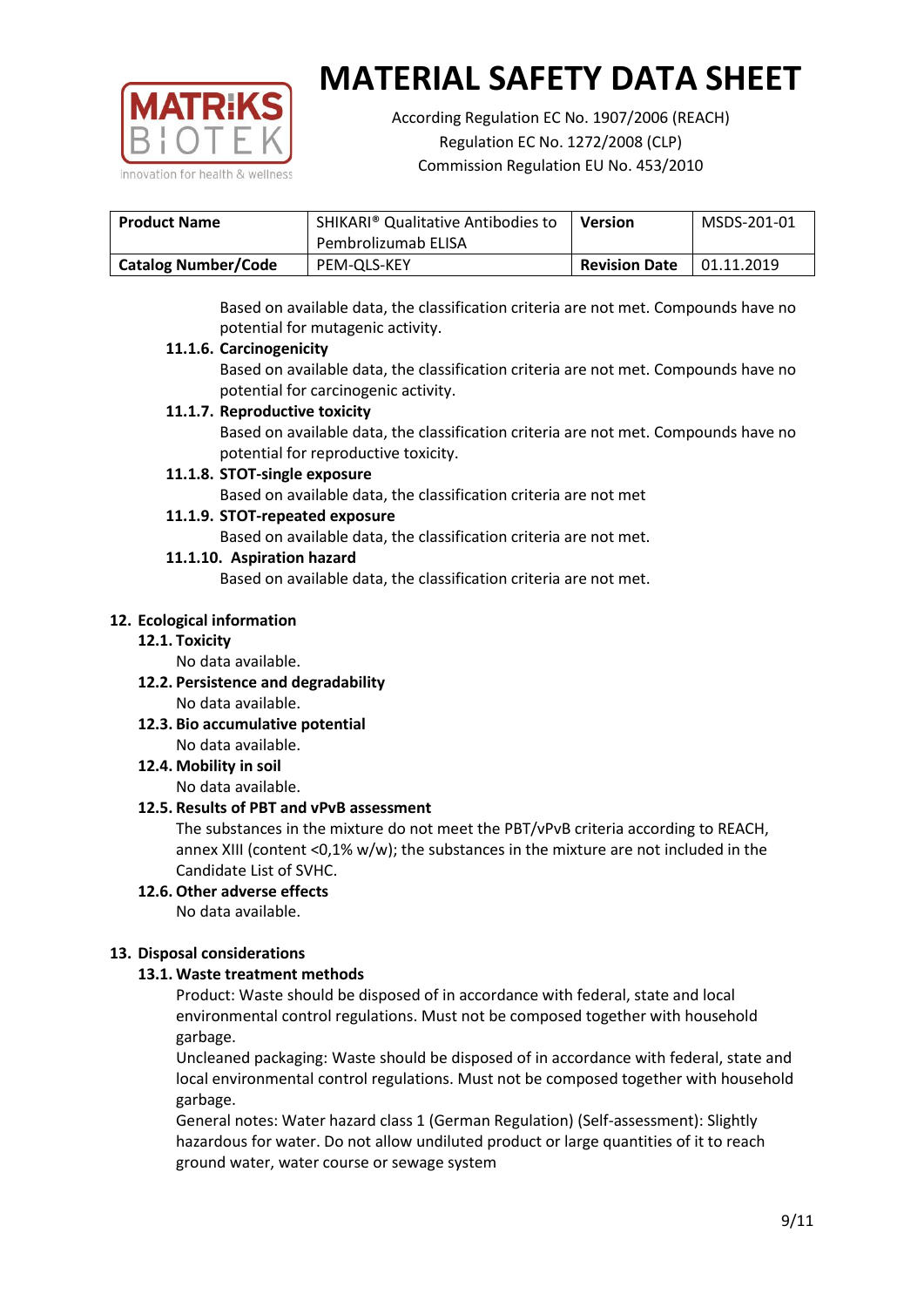Based on available data, the classification criteria are not met. Compounds have no potential for mutagenic activity.

#### 11.1.6. Carcinogenicity

Based on available data, the classification criteria are not met. Compounds have no potential for carcinogenic activity.

#### 11.1.7. Reproductive toxicity

Based on available data, the classification criteria are not met. Compounds have no potential for reproductive toxicity.

#### 11.1.8. STOT-single exposure

Based on available data, the classification criteria are not met

#### 11.1.9. STOT-repeated exposure

Based on available data, the classification criteria are not met.

#### 11.1.10. Aspiration hazard

Based on available data, the classification criteria are not met.

## 12. Ecological information

### 12.1. Toxicity

No data available.

### 12.2. Persistence and degradability

No data available.

### 12.3. Bio accumulative potential

No data available.

### 12.4. Mobility in soil

No data available.

### 12.5. Results of PBT and vPvB assessment

The substances in the mixture do not meet the PBT/vPvB criteria according to REACH, annex XIII (content <0,1% w/w); the substances in the mixture are not included in the Candidate List of SVHC.

### 12.6. Other adverse effects

No data available.

## 13. Disposal considerations

### 13.1. Waste treatment methods

Product: Waste should be disposed of in accordance with federal, state and local environmental control regulations. Must not be composed together with household garbage.

Uncleaned packaging: Waste should be disposed of in accordance with federal, state and local environmental control regulations. Must not be composed together with household garbage.

General notes: Water hazard class 1 (German Regulation) (Self-assessment): Slightly hazardous for water. Do not allow undiluted product or large quantities of it to reach ground water, water course or sewage system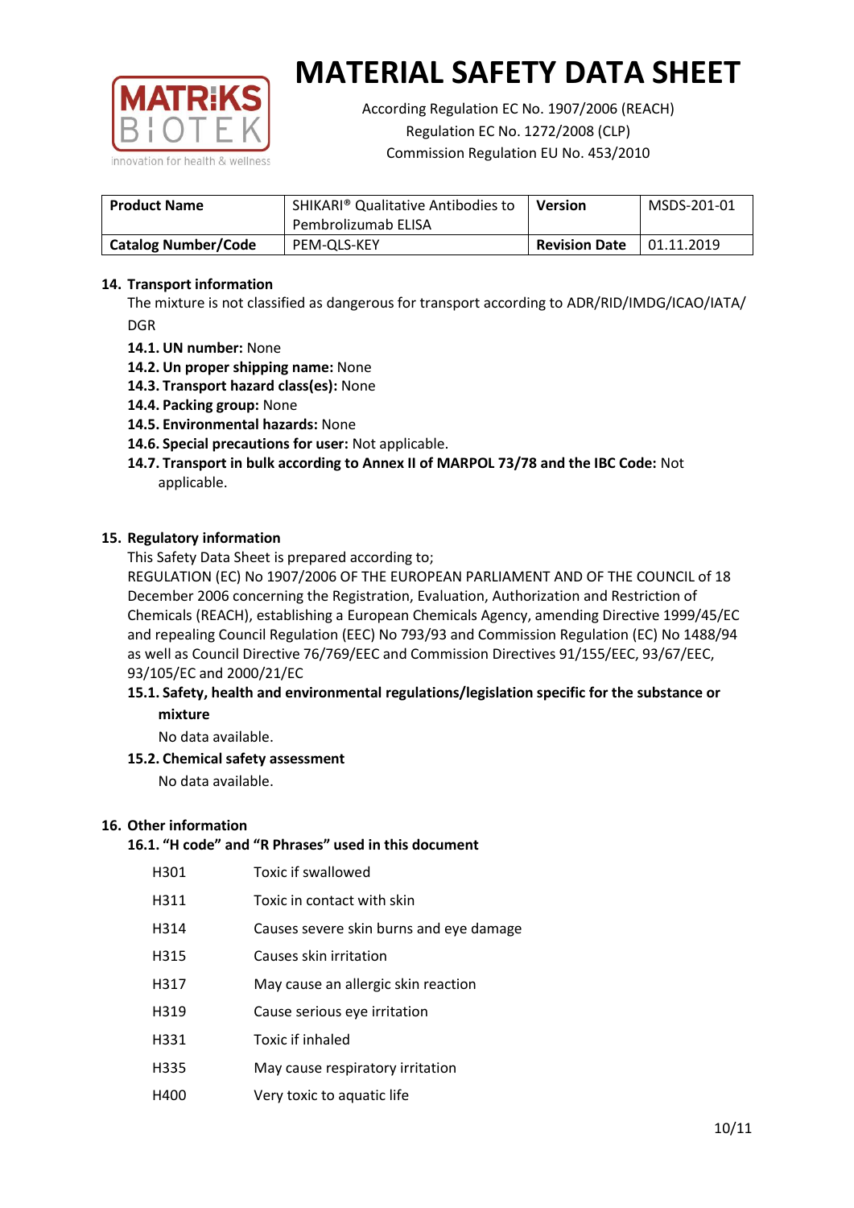# MATERIAL SAFETY DATA SHEET

According Regulation EC No. 1907/2006 (REACH)
Regulation EC No. 1272/2008 (CLP)
Commission Regulation EU No. 453/2010

| **Product Name** | SHIKARI® Qualitative Antibodies to Pembrolizumab ELISA | **Version** | MSDS-201-01 |
|---|---|---|---|
| **Catalog Number/Code** | PEM-QLS-KEY | **Revision Date** | 01.11.2019 |

## 14. Transport information

The mixture is not classified as dangerous for transport according to ADR/RID/IMDG/ICAO/IATA/DGR

- **14.1. UN number:** None
- **14.2. Un proper shipping name:** None
- **14.3. Transport hazard class(es):** None
- **14.4. Packing group:** None
- **14.5. Environmental hazards:** None
- **14.6. Special precautions for user:** Not applicable.
- **14.7. Transport in bulk according to Annex II of MARPOL 73/78 and the IBC Code:** Not applicable.

## 15. Regulatory information

This Safety Data Sheet is prepared according to;

REGULATION (EC) No 1907/2006 OF THE EUROPEAN PARLIAMENT AND OF THE COUNCIL of 18 December 2006 concerning the Registration, Evaluation, Authorization and Restriction of Chemicals (REACH), establishing a European Chemicals Agency, amending Directive 1999/45/EC and repealing Council Regulation (EEC) No 793/93 and Commission Regulation (EC) No 1488/94 as well as Council Directive 76/769/EEC and Commission Directives 91/155/EEC, 93/67/EEC, 93/105/EC and 2000/21/EC

### 15.1. Safety, health and environmental regulations/legislation specific for the substance or mixture

No data available.

### 15.2. Chemical safety assessment

No data available.

## 16. Other information

### 16.1. "H code" and "R Phrases" used in this document

| | |
|---|---|
| H301 | Toxic if swallowed |
| H311 | Toxic in contact with skin |
| H314 | Causes severe skin burns and eye damage |
| H315 | Causes skin irritation |
| H317 | May cause an allergic skin reaction |
| H319 | Cause serious eye irritation |
| H331 | Toxic if inhaled |
| H335 | May cause respiratory irritation |
| H400 | Very toxic to aquatic life |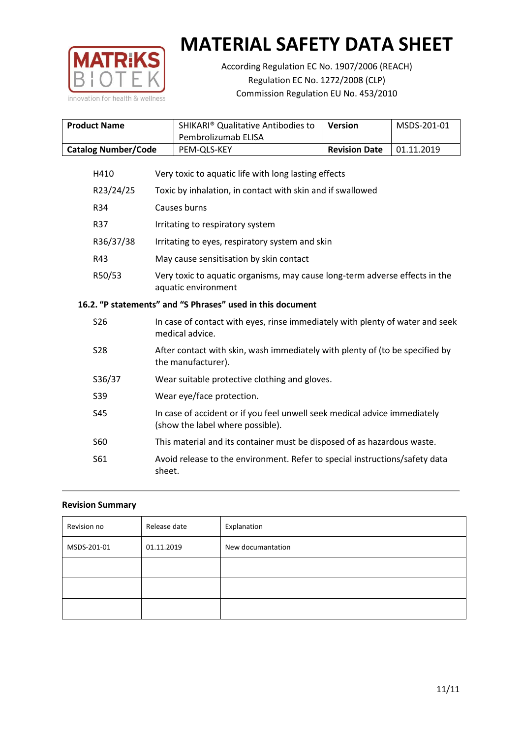| Product Name | SHIKARI® Qualitative Antibodies to Pembrolizumab ELISA | Version | MSDS-201-01 |
|---|---|---|---|
| Catalog Number/Code | PEM-QLS-KEY | Revision Date | 01.11.2019 |

| | |
|---|---|
| H410 | Very toxic to aquatic life with long lasting effects |
| R23/24/25 | Toxic by inhalation, in contact with skin and if swallowed |
| R34 | Causes burns |
| R37 | Irritating to respiratory system |
| R36/37/38 | Irritating to eyes, respiratory system and skin |
| R43 | May cause sensitisation by skin contact |
| R50/53 | Very toxic to aquatic organisms, may cause long-term adverse effects in the aquatic environment |

**16.2. “P statements” and “S Phrases” used in this document**

| | |
|---|---|
| S26 | In case of contact with eyes, rinse immediately with plenty of water and seek medical advice. |
| S28 | After contact with skin, wash immediately with plenty of (to be specified by the manufacturer). |
| S36/37 | Wear suitable protective clothing and gloves. |
| S39 | Wear eye/face protection. |
| S45 | In case of accident or if you feel unwell seek medical advice immediately (show the label where possible). |
| S60 | This material and its container must be disposed of as hazardous waste. |
| S61 | Avoid release to the environment. Refer to special instructions/safety data sheet. |

**Revision Summary**

| Revision no | Release date | Explanation |
|---|---|---|
| MSDS-201-01 | 01.11.2019 | New documantation |
| | | |
| | | |
| | | |